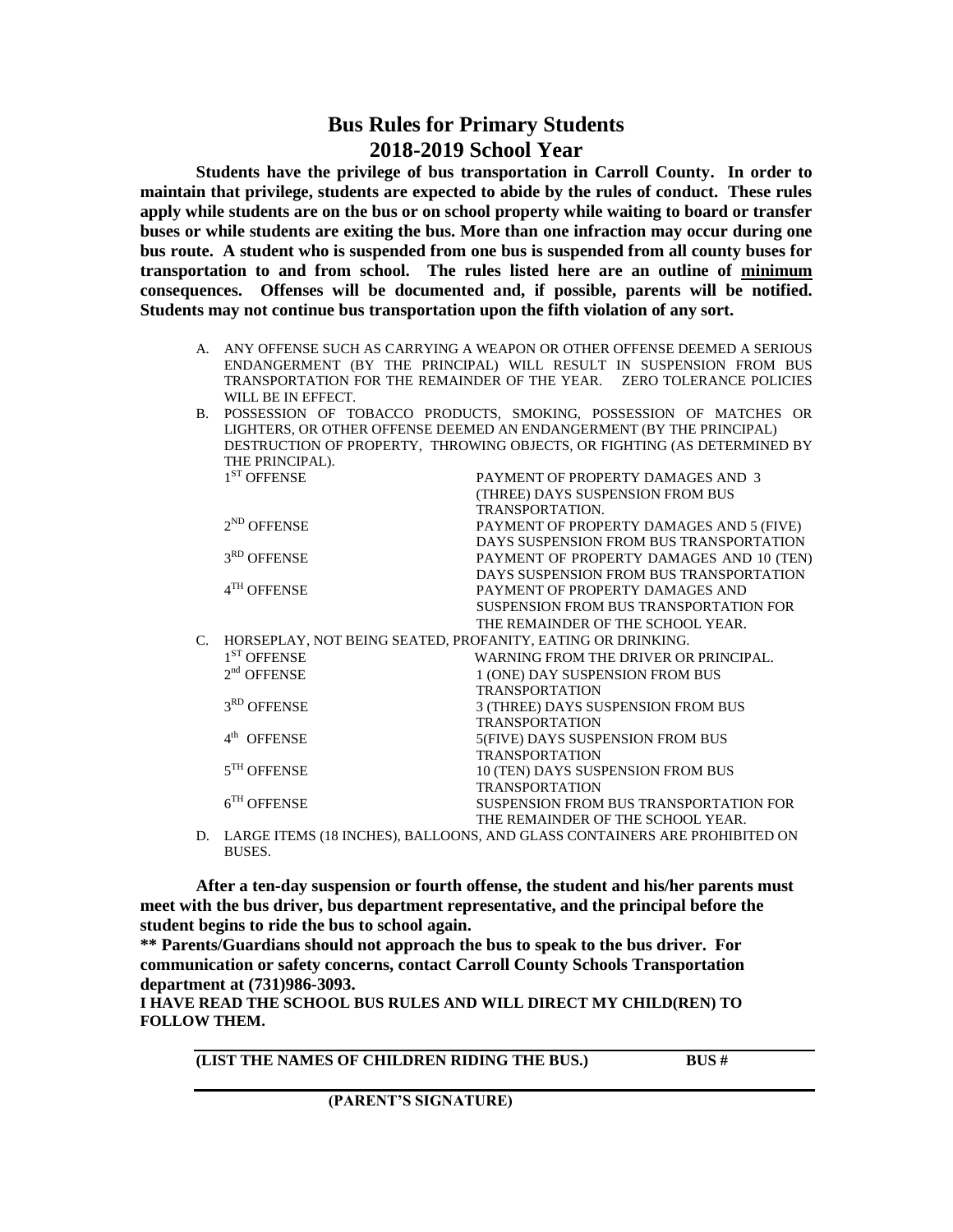# Bus Rules for Primary Students
## 2018-2019 School Year

**Students have the privilege of bus transportation in Carroll County. In order to maintain that privilege, students are expected to abide by the rules of conduct. These rules apply while students are on the bus or on school property while waiting to board or transfer buses or while students are exiting the bus. More than one infraction may occur during one bus route. A student who is suspended from one bus is suspended from all county buses for transportation to and from school. The rules listed here are an outline of <u>minimum</u> consequences. Offenses will be documented and, if possible, parents will be notified. Students may not continue bus transportation upon the fifth violation of any sort.**

A. ANY OFFENSE SUCH AS CARRYING A WEAPON OR OTHER OFFENSE DEEMED A SERIOUS ENDANGERMENT (BY THE PRINCIPAL) WILL RESULT IN SUSPENSION FROM BUS TRANSPORTATION FOR THE REMAINDER OF THE YEAR. ZERO TOLERANCE POLICIES WILL BE IN EFFECT.

B. POSSESSION OF TOBACCO PRODUCTS, SMOKING, POSSESSION OF MATCHES OR LIGHTERS, OR OTHER OFFENSE DEEMED AN ENDANGERMENT (BY THE PRINCIPAL) DESTRUCTION OF PROPERTY, THROWING OBJECTS, OR FIGHTING (AS DETERMINED BY THE PRINCIPAL).

| | |
|---|---|
| 1ST OFFENSE | PAYMENT OF PROPERTY DAMAGES AND 3 (THREE) DAYS SUSPENSION FROM BUS TRANSPORTATION. |
| 2ND OFFENSE | PAYMENT OF PROPERTY DAMAGES AND 5 (FIVE) DAYS SUSPENSION FROM BUS TRANSPORTATION |
| 3RD OFFENSE | PAYMENT OF PROPERTY DAMAGES AND 10 (TEN) DAYS SUSPENSION FROM BUS TRANSPORTATION |
| 4TH OFFENSE | PAYMENT OF PROPERTY DAMAGES AND SUSPENSION FROM BUS TRANSPORTATION FOR THE REMAINDER OF THE SCHOOL YEAR. |

C. HORSEPLAY, NOT BEING SEATED, PROFANITY, EATING OR DRINKING.

| | |
|---|---|
| 1ST OFFENSE | WARNING FROM THE DRIVER OR PRINCIPAL. |
| 2nd OFFENSE | 1 (ONE) DAY SUSPENSION FROM BUS TRANSPORTATION |
| 3RD OFFENSE | 3 (THREE) DAYS SUSPENSION FROM BUS TRANSPORTATION |
| 4th OFFENSE | 5(FIVE) DAYS SUSPENSION FROM BUS TRANSPORTATION |
| 5TH OFFENSE | 10 (TEN) DAYS SUSPENSION FROM BUS TRANSPORTATION |
| 6TH OFFENSE | SUSPENSION FROM BUS TRANSPORTATION FOR THE REMAINDER OF THE SCHOOL YEAR. |

D. LARGE ITEMS (18 INCHES), BALLOONS, AND GLASS CONTAINERS ARE PROHIBITED ON BUSES.

**After a ten-day suspension or fourth offense, the student and his/her parents must meet with the bus driver, bus department representative, and the principal before the student begins to ride the bus to school again.**

**\** Parents/Guardians should not approach the bus to speak to the bus driver. For communication or safety concerns, contact Carroll County Schools Transportation department at (731)986-3093.**

**I HAVE READ THE SCHOOL BUS RULES AND WILL DIRECT MY CHILD(REN) TO FOLLOW THEM.**

---

**(LIST THE NAMES OF CHILDREN RIDING THE BUS.)** **BUS #**

---

**(PARENT'S SIGNATURE)**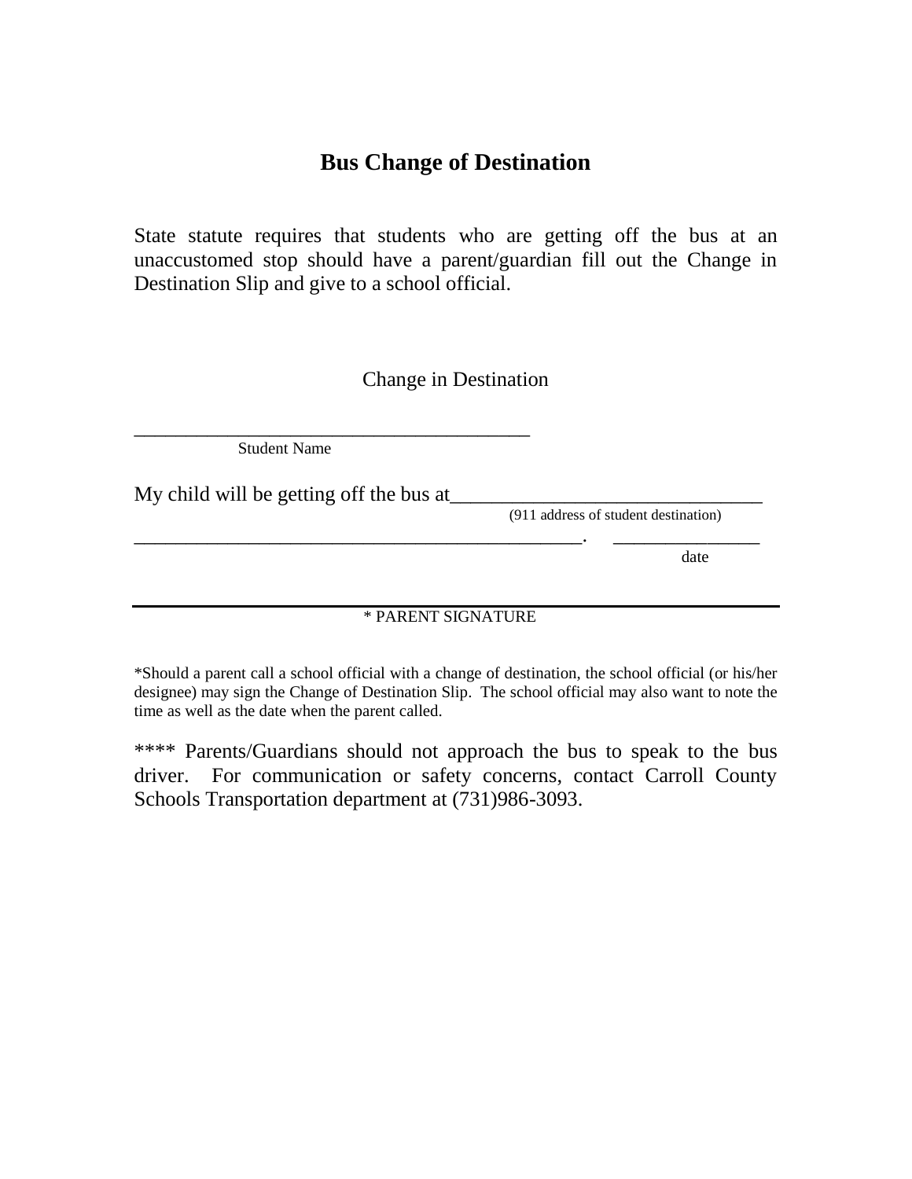# Bus Change of Destination

State statute requires that students who are getting off the bus at an unaccustomed stop should have a parent/guardian fill out the Change in Destination Slip and give to a school official.

Change in Destination

__________________________________________

Student Name

My child will be getting off the bus at_______________________________

(911 address of student destination)

_______________________________________________. ________________

date

______________________________________________________________

\* PARENT SIGNATURE

\*Should a parent call a school official with a change of destination, the school official (or his/her designee) may sign the Change of Destination Slip. The school official may also want to note the time as well as the date when the parent called.

\*\*\*\* Parents/Guardians should not approach the bus to speak to the bus driver. For communication or safety concerns, contact Carroll County Schools Transportation department at (731)986-3093.